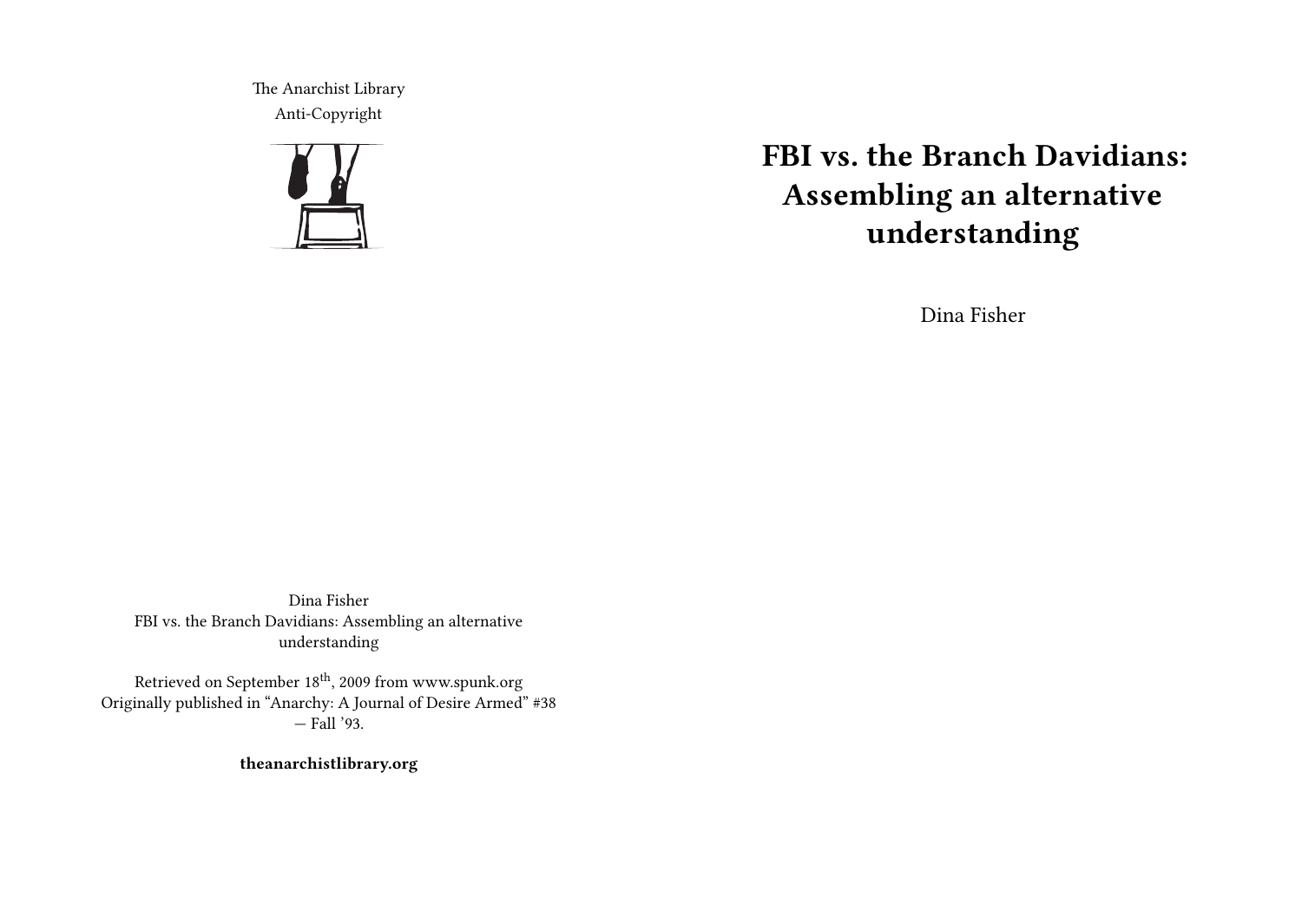The Anarchist Library
Anti-Copyright

# FBI vs. the Branch Davidians: Assembling an alternative understanding

Dina Fisher

Dina Fisher
FBI vs. the Branch Davidians: Assembling an alternative understanding

Retrieved on September 18th, 2009 from www.spunk.org
Originally published in “Anarchy: A Journal of Desire Armed” #38 — Fall ’93.

**theanarchistlibrary.org**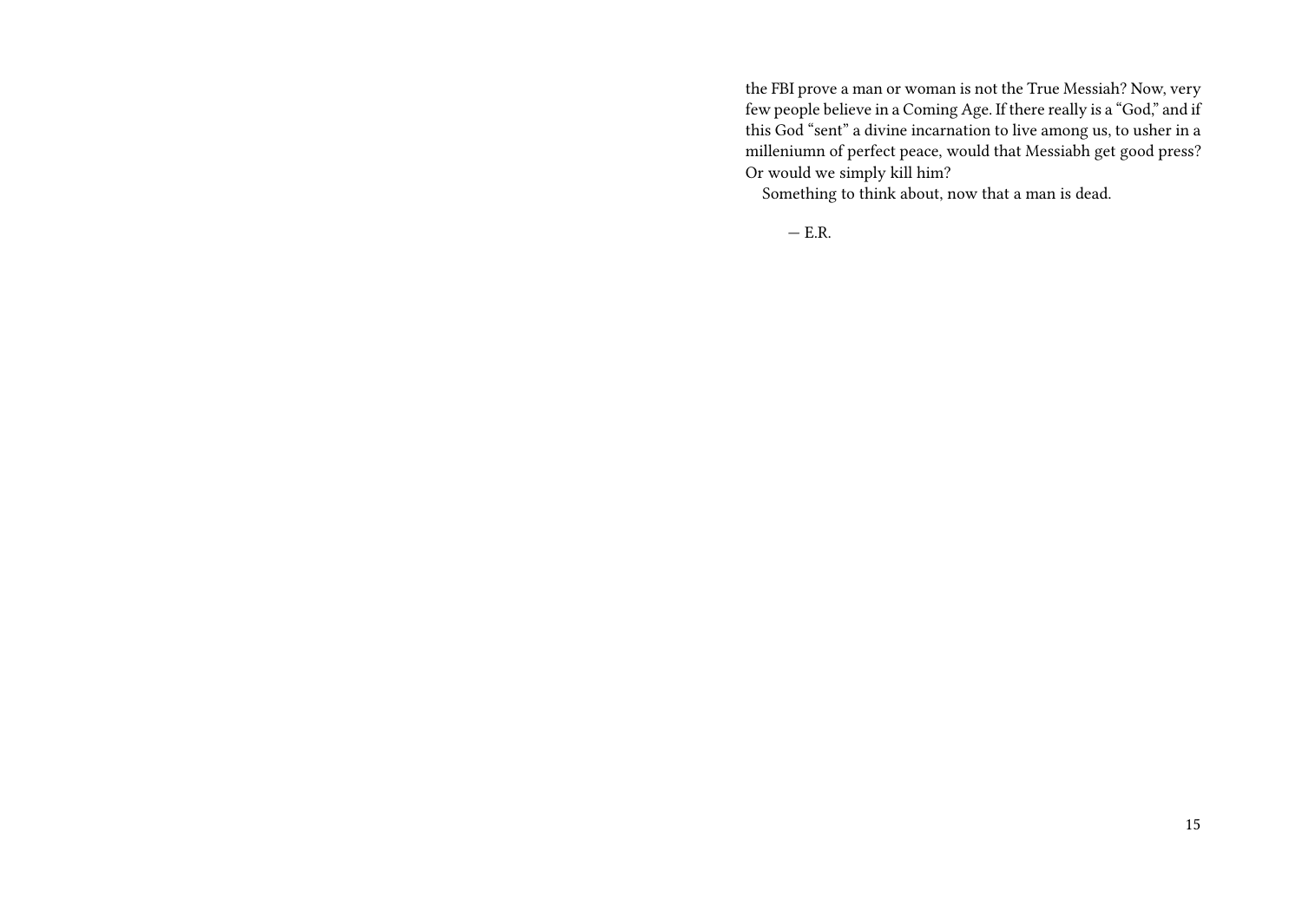the FBI prove a man or woman is not the True Messiah? Now, very few people believe in a Coming Age. If there really is a "God," and if this God "sent" a divine incarnation to live among us, to usher in a milleniumn of perfect peace, would that Messiabh get good press? Or would we simply kill him?

Something to think about, now that a man is dead.

— E.R.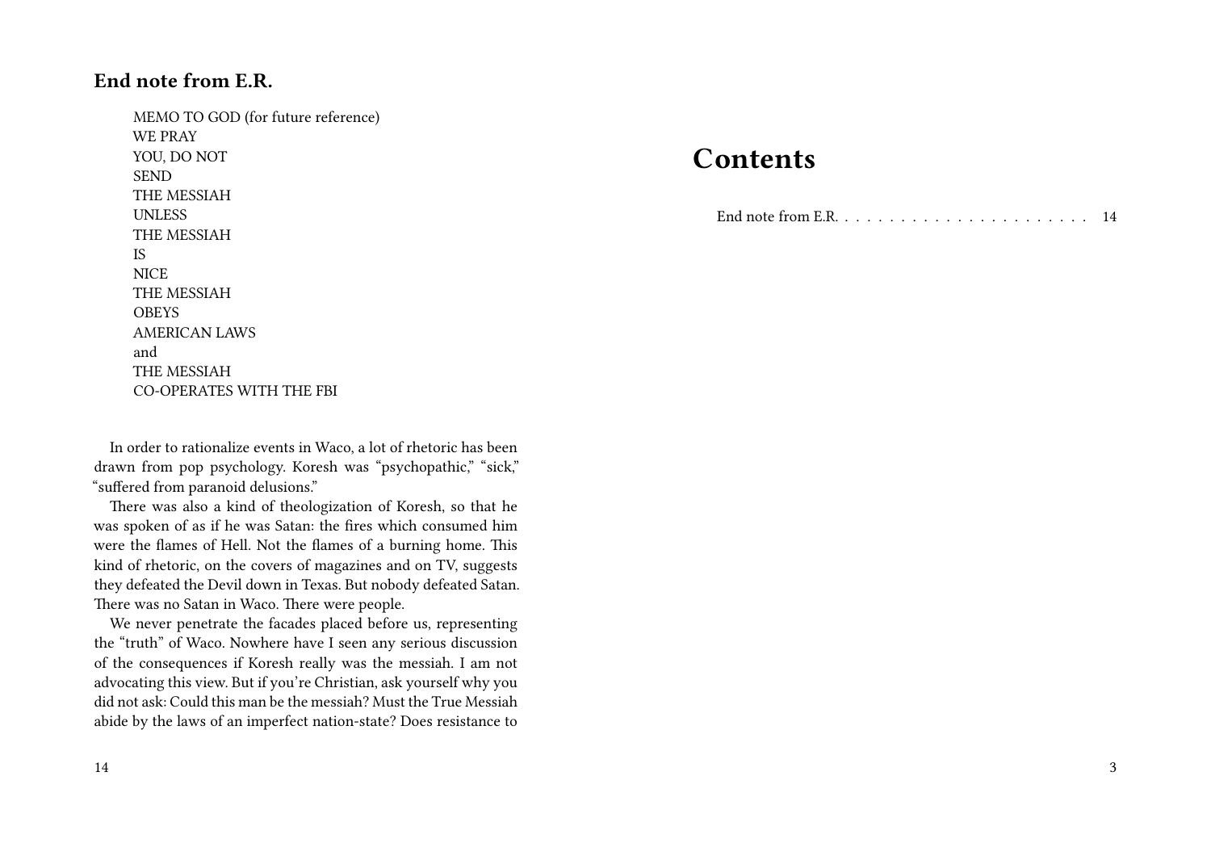## End note from E.R.

MEMO TO GOD (for future reference)
WE PRAY
YOU, DO NOT
SEND
THE MESSIAH
UNLESS
THE MESSIAH
IS
NICE
THE MESSIAH
OBEYS
AMERICAN LAWS
and
THE MESSIAH
CO-OPERATES WITH THE FBI

In order to rationalize events in Waco, a lot of rhetoric has been drawn from pop psychology. Koresh was "psychopathic," "sick," "suffered from paranoid delusions."

There was also a kind of theologization of Koresh, so that he was spoken of as if he was Satan: the fires which consumed him were the flames of Hell. Not the flames of a burning home. This kind of rhetoric, on the covers of magazines and on TV, suggests they defeated the Devil down in Texas. But nobody defeated Satan. There was no Satan in Waco. There were people.

We never penetrate the facades placed before us, representing the "truth" of Waco. Nowhere have I seen any serious discussion of the consequences if Koresh really was the messiah. I am not advocating this view. But if you're Christian, ask yourself why you did not ask: Could this man be the messiah? Must the True Messiah abide by the laws of an imperfect nation-state? Does resistance to

# Contents

End note from E.R. . . . . . . . . . . . . . . . . . . . . . . 14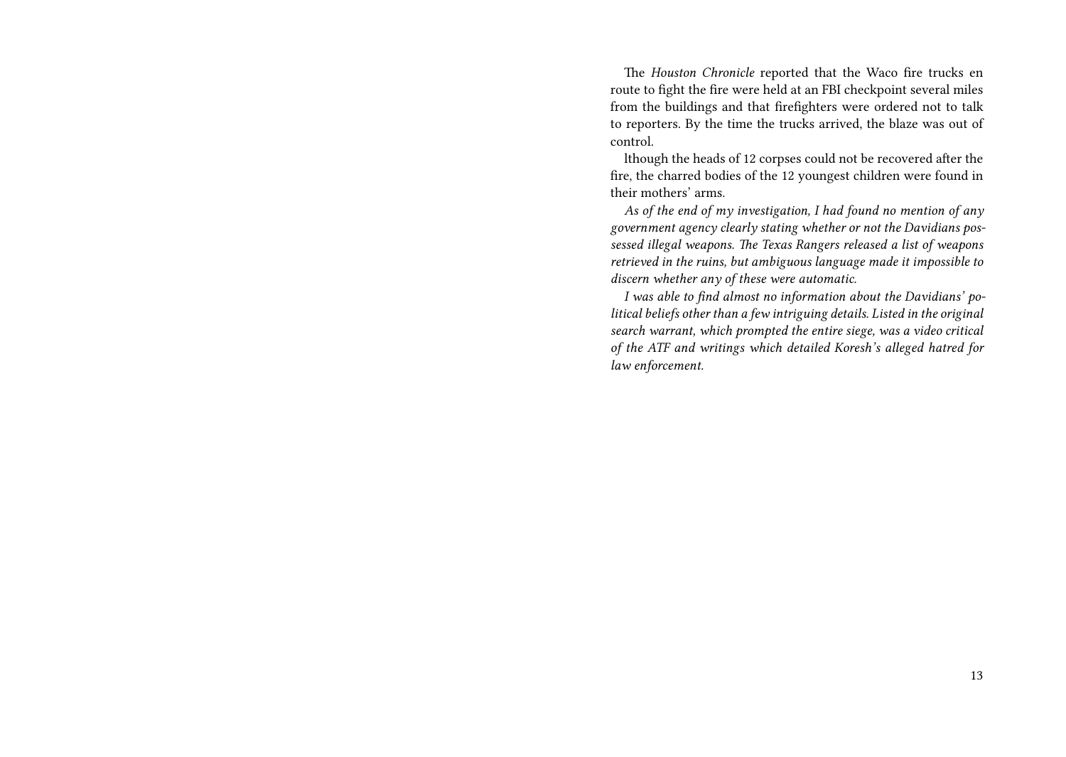The *Houston Chronicle* reported that the Waco fire trucks en route to fight the fire were held at an FBI checkpoint several miles from the buildings and that firefighters were ordered not to talk to reporters. By the time the trucks arrived, the blaze was out of control.

lthough the heads of 12 corpses could not be recovered after the fire, the charred bodies of the 12 youngest children were found in their mothers' arms.

*As of the end of my investigation, I had found no mention of any government agency clearly stating whether or not the Davidians possessed illegal weapons. The Texas Rangers released a list of weapons retrieved in the ruins, but ambiguous language made it impossible to discern whether any of these were automatic.*

*I was able to find almost no information about the Davidians' political beliefs other than a few intriguing details. Listed in the original search warrant, which prompted the entire siege, was a video critical of the ATF and writings which detailed Koresh's alleged hatred for law enforcement.*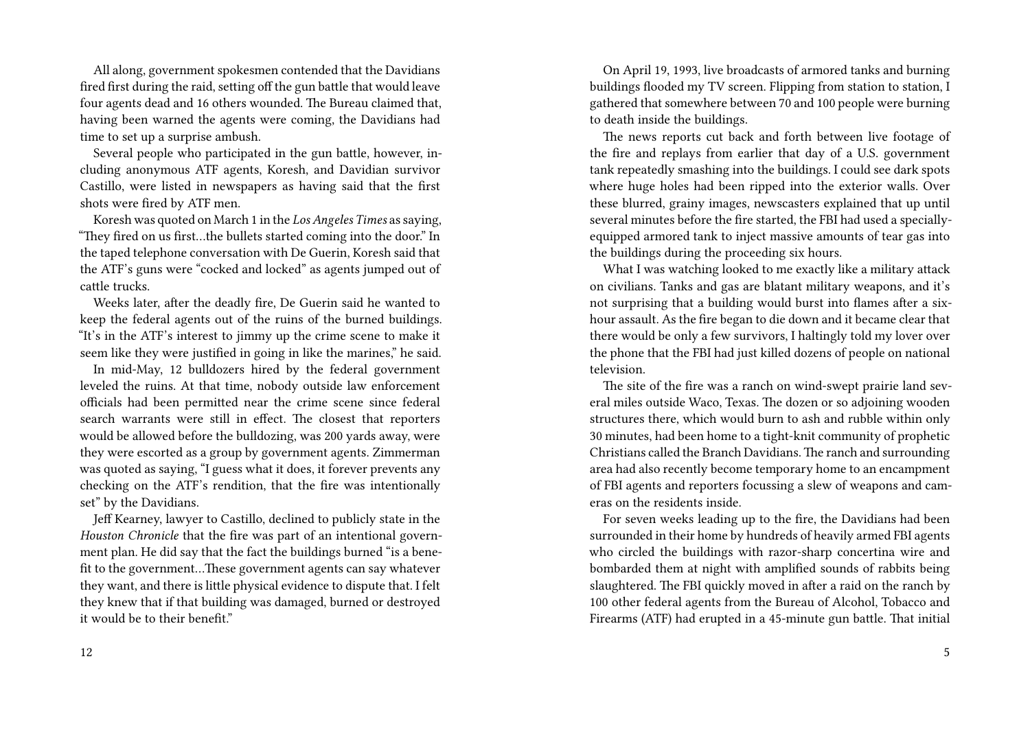All along, government spokesmen contended that the Davidians fired first during the raid, setting off the gun battle that would leave four agents dead and 16 others wounded. The Bureau claimed that, having been warned the agents were coming, the Davidians had time to set up a surprise ambush.

Several people who participated in the gun battle, however, including anonymous ATF agents, Koresh, and Davidian survivor Castillo, were listed in newspapers as having said that the first shots were fired by ATF men.

Koresh was quoted on March 1 in the *Los Angeles Times* as saying, "They fired on us first…the bullets started coming into the door." In the taped telephone conversation with De Guerin, Koresh said that the ATF's guns were "cocked and locked" as agents jumped out of cattle trucks.

Weeks later, after the deadly fire, De Guerin said he wanted to keep the federal agents out of the ruins of the burned buildings. "It's in the ATF's interest to jimmy up the crime scene to make it seem like they were justified in going in like the marines," he said.

In mid-May, 12 bulldozers hired by the federal government leveled the ruins. At that time, nobody outside law enforcement officials had been permitted near the crime scene since federal search warrants were still in effect. The closest that reporters would be allowed before the bulldozing, was 200 yards away, were they were escorted as a group by government agents. Zimmerman was quoted as saying, "I guess what it does, it forever prevents any checking on the ATF's rendition, that the fire was intentionally set" by the Davidians.

Jeff Kearney, lawyer to Castillo, declined to publicly state in the *Houston Chronicle* that the fire was part of an intentional government plan. He did say that the fact the buildings burned "is a benefit to the government…These government agents can say whatever they want, and there is little physical evidence to dispute that. I felt they knew that if that building was damaged, burned or destroyed it would be to their benefit."

On April 19, 1993, live broadcasts of armored tanks and burning buildings flooded my TV screen. Flipping from station to station, I gathered that somewhere between 70 and 100 people were burning to death inside the buildings.

The news reports cut back and forth between live footage of the fire and replays from earlier that day of a U.S. government tank repeatedly smashing into the buildings. I could see dark spots where huge holes had been ripped into the exterior walls. Over these blurred, grainy images, newscasters explained that up until several minutes before the fire started, the FBI had used a specially-equipped armored tank to inject massive amounts of tear gas into the buildings during the proceeding six hours.

What I was watching looked to me exactly like a military attack on civilians. Tanks and gas are blatant military weapons, and it's not surprising that a building would burst into flames after a six-hour assault. As the fire began to die down and it became clear that there would be only a few survivors, I haltingly told my lover over the phone that the FBI had just killed dozens of people on national television.

The site of the fire was a ranch on wind-swept prairie land several miles outside Waco, Texas. The dozen or so adjoining wooden structures there, which would burn to ash and rubble within only 30 minutes, had been home to a tight-knit community of prophetic Christians called the Branch Davidians. The ranch and surrounding area had also recently become temporary home to an encampment of FBI agents and reporters focussing a slew of weapons and cameras on the residents inside.

For seven weeks leading up to the fire, the Davidians had been surrounded in their home by hundreds of heavily armed FBI agents who circled the buildings with razor-sharp concertina wire and bombarded them at night with amplified sounds of rabbits being slaughtered. The FBI quickly moved in after a raid on the ranch by 100 other federal agents from the Bureau of Alcohol, Tobacco and Firearms (ATF) had erupted in a 45-minute gun battle. That initial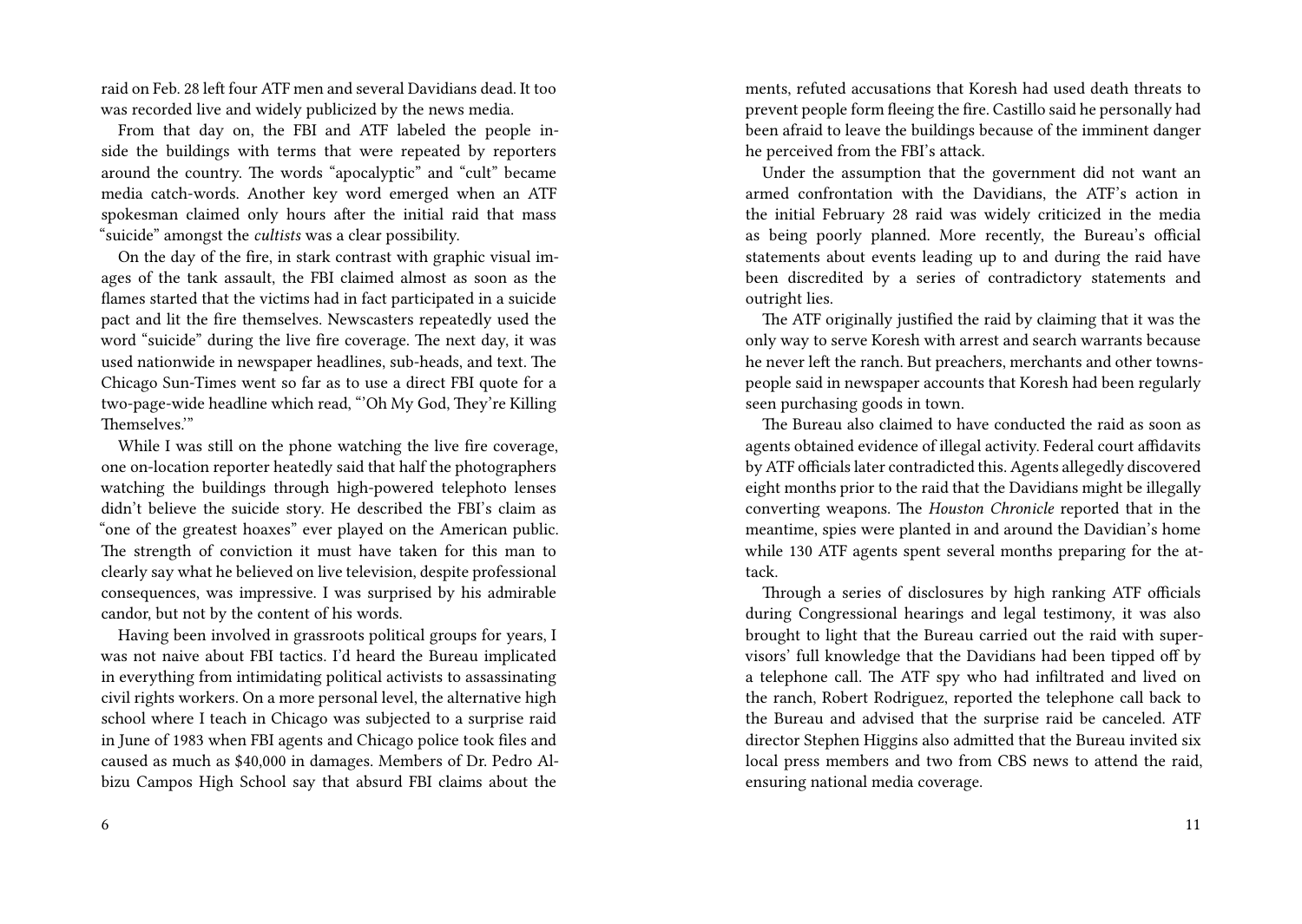raid on Feb. 28 left four ATF men and several Davidians dead. It too was recorded live and widely publicized by the news media.

From that day on, the FBI and ATF labeled the people inside the buildings with terms that were repeated by reporters around the country. The words "apocalyptic" and "cult" became media catch-words. Another key word emerged when an ATF spokesman claimed only hours after the initial raid that mass "suicide" amongst the *cultists* was a clear possibility.

On the day of the fire, in stark contrast with graphic visual images of the tank assault, the FBI claimed almost as soon as the flames started that the victims had in fact participated in a suicide pact and lit the fire themselves. Newscasters repeatedly used the word "suicide" during the live fire coverage. The next day, it was used nationwide in newspaper headlines, sub-heads, and text. The Chicago Sun-Times went so far as to use a direct FBI quote for a two-page-wide headline which read, "'Oh My God, They're Killing Themselves.'"

While I was still on the phone watching the live fire coverage, one on-location reporter heatedly said that half the photographers watching the buildings through high-powered telephoto lenses didn't believe the suicide story. He described the FBI's claim as "one of the greatest hoaxes" ever played on the American public. The strength of conviction it must have taken for this man to clearly say what he believed on live television, despite professional consequences, was impressive. I was surprised by his admirable candor, but not by the content of his words.

Having been involved in grassroots political groups for years, I was not naive about FBI tactics. I'd heard the Bureau implicated in everything from intimidating political activists to assassinating civil rights workers. On a more personal level, the alternative high school where I teach in Chicago was subjected to a surprise raid in June of 1983 when FBI agents and Chicago police took files and caused as much as $40,000 in damages. Members of Dr. Pedro Albizu Campos High School say that absurd FBI claims about the

ments, refuted accusations that Koresh had used death threats to prevent people form fleeing the fire. Castillo said he personally had been afraid to leave the buildings because of the imminent danger he perceived from the FBI's attack.

Under the assumption that the government did not want an armed confrontation with the Davidians, the ATF's action in the initial February 28 raid was widely criticized in the media as being poorly planned. More recently, the Bureau's official statements about events leading up to and during the raid have been discredited by a series of contradictory statements and outright lies.

The ATF originally justified the raid by claiming that it was the only way to serve Koresh with arrest and search warrants because he never left the ranch. But preachers, merchants and other townspeople said in newspaper accounts that Koresh had been regularly seen purchasing goods in town.

The Bureau also claimed to have conducted the raid as soon as agents obtained evidence of illegal activity. Federal court affidavits by ATF officials later contradicted this. Agents allegedly discovered eight months prior to the raid that the Davidians might be illegally converting weapons. The *Houston Chronicle* reported that in the meantime, spies were planted in and around the Davidian's home while 130 ATF agents spent several months preparing for the attack.

Through a series of disclosures by high ranking ATF officials during Congressional hearings and legal testimony, it was also brought to light that the Bureau carried out the raid with supervisors' full knowledge that the Davidians had been tipped off by a telephone call. The ATF spy who had infiltrated and lived on the ranch, Robert Rodriguez, reported the telephone call back to the Bureau and advised that the surprise raid be canceled. ATF director Stephen Higgins also admitted that the Bureau invited six local press members and two from CBS news to attend the raid, ensuring national media coverage.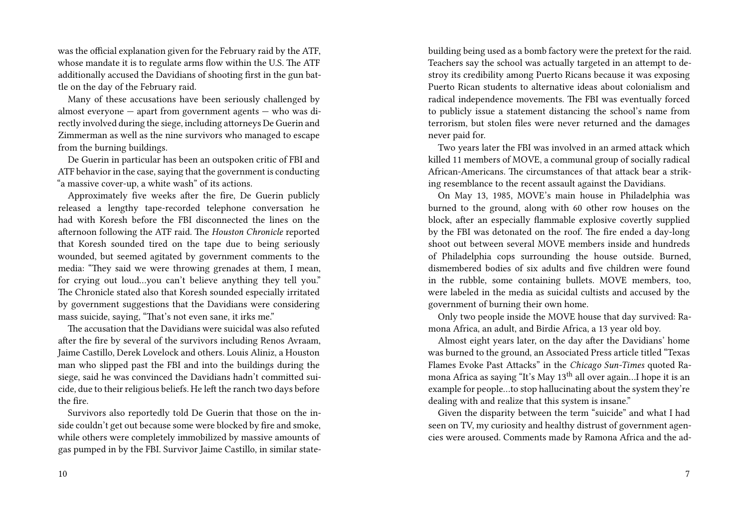was the official explanation given for the February raid by the ATF, whose mandate it is to regulate arms flow within the U.S. The ATF additionally accused the Davidians of shooting first in the gun battle on the day of the February raid.

Many of these accusations have been seriously challenged by almost everyone — apart from government agents — who was directly involved during the siege, including attorneys De Guerin and Zimmerman as well as the nine survivors who managed to escape from the burning buildings.

De Guerin in particular has been an outspoken critic of FBI and ATF behavior in the case, saying that the government is conducting "a massive cover-up, a white wash" of its actions.

Approximately five weeks after the fire, De Guerin publicly released a lengthy tape-recorded telephone conversation he had with Koresh before the FBI disconnected the lines on the afternoon following the ATF raid. The *Houston Chronicle* reported that Koresh sounded tired on the tape due to being seriously wounded, but seemed agitated by government comments to the media: "They said we were throwing grenades at them, I mean, for crying out loud…you can't believe anything they tell you." The Chronicle stated also that Koresh sounded especially irritated by government suggestions that the Davidians were considering mass suicide, saying, "That's not even sane, it irks me."

The accusation that the Davidians were suicidal was also refuted after the fire by several of the survivors including Renos Avraam, Jaime Castillo, Derek Lovelock and others. Louis Aliniz, a Houston man who slipped past the FBI and into the buildings during the siege, said he was convinced the Davidians hadn't committed suicide, due to their religious beliefs. He left the ranch two days before the fire.

Survivors also reportedly told De Guerin that those on the inside couldn't get out because some were blocked by fire and smoke, while others were completely immobilized by massive amounts of gas pumped in by the FBI. Survivor Jaime Castillo, in similar state-

building being used as a bomb factory were the pretext for the raid. Teachers say the school was actually targeted in an attempt to destroy its credibility among Puerto Ricans because it was exposing Puerto Rican students to alternative ideas about colonialism and radical independence movements. The FBI was eventually forced to publicly issue a statement distancing the school's name from terrorism, but stolen files were never returned and the damages never paid for.

Two years later the FBI was involved in an armed attack which killed 11 members of MOVE, a communal group of socially radical African-Americans. The circumstances of that attack bear a striking resemblance to the recent assault against the Davidians.

On May 13, 1985, MOVE's main house in Philadelphia was burned to the ground, along with 60 other row houses on the block, after an especially flammable explosive covertly supplied by the FBI was detonated on the roof. The fire ended a day-long shoot out between several MOVE members inside and hundreds of Philadelphia cops surrounding the house outside. Burned, dismembered bodies of six adults and five children were found in the rubble, some containing bullets. MOVE members, too, were labeled in the media as suicidal cultists and accused by the government of burning their own home.

Only two people inside the MOVE house that day survived: Ramona Africa, an adult, and Birdie Africa, a 13 year old boy.

Almost eight years later, on the day after the Davidians' home was burned to the ground, an Associated Press article titled "Texas Flames Evoke Past Attacks" in the *Chicago Sun-Times* quoted Ramona Africa as saying "It's May 13th all over again…I hope it is an example for people…to stop hallucinating about the system they're dealing with and realize that this system is insane."

Given the disparity between the term "suicide" and what I had seen on TV, my curiosity and healthy distrust of government agencies were aroused. Comments made by Ramona Africa and the ad-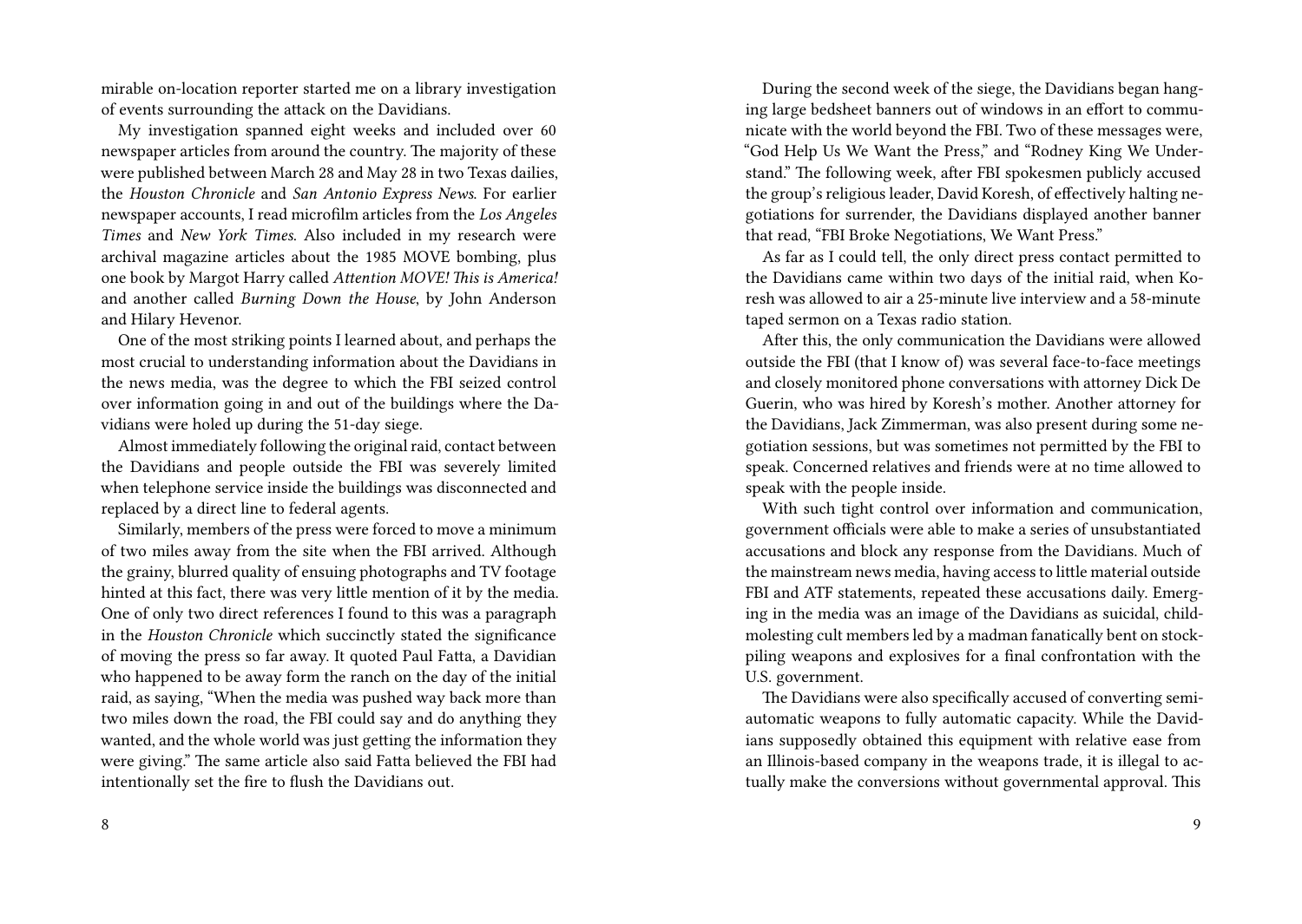mirable on-location reporter started me on a library investigation of events surrounding the attack on the Davidians.

My investigation spanned eight weeks and included over 60 newspaper articles from around the country. The majority of these were published between March 28 and May 28 in two Texas dailies, the *Houston Chronicle* and *San Antonio Express News*. For earlier newspaper accounts, I read microfilm articles from the *Los Angeles Times* and *New York Times*. Also included in my research were archival magazine articles about the 1985 MOVE bombing, plus one book by Margot Harry called *Attention MOVE! This is America!* and another called *Burning Down the House*, by John Anderson and Hilary Hevenor.

One of the most striking points I learned about, and perhaps the most crucial to understanding information about the Davidians in the news media, was the degree to which the FBI seized control over information going in and out of the buildings where the Davidians were holed up during the 51-day siege.

Almost immediately following the original raid, contact between the Davidians and people outside the FBI was severely limited when telephone service inside the buildings was disconnected and replaced by a direct line to federal agents.

Similarly, members of the press were forced to move a minimum of two miles away from the site when the FBI arrived. Although the grainy, blurred quality of ensuing photographs and TV footage hinted at this fact, there was very little mention of it by the media. One of only two direct references I found to this was a paragraph in the *Houston Chronicle* which succinctly stated the significance of moving the press so far away. It quoted Paul Fatta, a Davidian who happened to be away form the ranch on the day of the initial raid, as saying, "When the media was pushed way back more than two miles down the road, the FBI could say and do anything they wanted, and the whole world was just getting the information they were giving." The same article also said Fatta believed the FBI had intentionally set the fire to flush the Davidians out.

During the second week of the siege, the Davidians began hanging large bedsheet banners out of windows in an effort to communicate with the world beyond the FBI. Two of these messages were, "God Help Us We Want the Press," and "Rodney King We Understand." The following week, after FBI spokesmen publicly accused the group's religious leader, David Koresh, of effectively halting negotiations for surrender, the Davidians displayed another banner that read, "FBI Broke Negotiations, We Want Press."

As far as I could tell, the only direct press contact permitted to the Davidians came within two days of the initial raid, when Koresh was allowed to air a 25-minute live interview and a 58-minute taped sermon on a Texas radio station.

After this, the only communication the Davidians were allowed outside the FBI (that I know of) was several face-to-face meetings and closely monitored phone conversations with attorney Dick De Guerin, who was hired by Koresh's mother. Another attorney for the Davidians, Jack Zimmerman, was also present during some negotiation sessions, but was sometimes not permitted by the FBI to speak. Concerned relatives and friends were at no time allowed to speak with the people inside.

With such tight control over information and communication, government officials were able to make a series of unsubstantiated accusations and block any response from the Davidians. Much of the mainstream news media, having access to little material outside FBI and ATF statements, repeated these accusations daily. Emerging in the media was an image of the Davidians as suicidal, child-molesting cult members led by a madman fanatically bent on stockpiling weapons and explosives for a final confrontation with the U.S. government.

The Davidians were also specifically accused of converting semi-automatic weapons to fully automatic capacity. While the Davidians supposedly obtained this equipment with relative ease from an Illinois-based company in the weapons trade, it is illegal to actually make the conversions without governmental approval. This